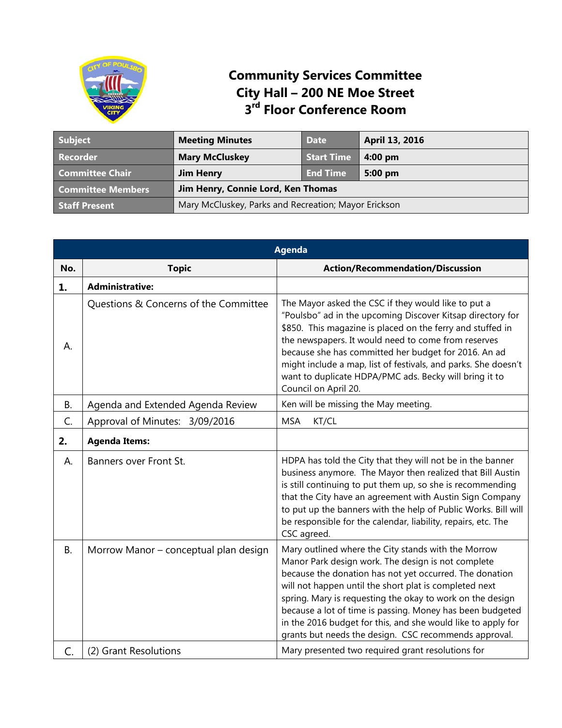# Community Services Committee
# City Hall – 200 NE Moe Street
# 3rd Floor Conference Room

| Subject | Meeting Minutes | Date | April 13, 2016 |
|---|---|---|---|
| Recorder | Mary McCluskey | Start Time | 4:00 pm |
| Committee Chair | Jim Henry | End Time | 5:00 pm |
| Committee Members | Jim Henry, Connie Lord, Ken Thomas | | |
| Staff Present | Mary McCluskey, Parks and Recreation; Mayor Erickson | | |

| Agenda | | |
|---|---|---|
| **No.** | **Topic** | **Action/Recommendation/Discussion** |
| **1.** | **Administrative:** | |
| A. | Questions & Concerns of the Committee | The Mayor asked the CSC if they would like to put a "Poulsbo" ad in the upcoming Discover Kitsap directory for $850. This magazine is placed on the ferry and stuffed in the newspapers. It would need to come from reserves because she has committed her budget for 2016. An ad might include a map, list of festivals, and parks. She doesn't want to duplicate HDPA/PMC ads. Becky will bring it to Council on April 20. |
| B. | Agenda and Extended Agenda Review | Ken will be missing the May meeting. |
| C. | Approval of Minutes: 3/09/2016 | MSA KT/CL |
| **2.** | **Agenda Items:** | |
| A. | Banners over Front St. | HDPA has told the City that they will not be in the banner business anymore. The Mayor then realized that Bill Austin is still continuing to put them up, so she is recommending that the City have an agreement with Austin Sign Company to put up the banners with the help of Public Works. Bill will be responsible for the calendar, liability, repairs, etc. The CSC agreed. |
| B. | Morrow Manor – conceptual plan design | Mary outlined where the City stands with the Morrow Manor Park design work. The design is not complete because the donation has not yet occurred. The donation will not happen until the short plat is completed next spring. Mary is requesting the okay to work on the design because a lot of time is passing. Money has been budgeted in the 2016 budget for this, and she would like to apply for grants but needs the design. CSC recommends approval. |
| C. | (2) Grant Resolutions | Mary presented two required grant resolutions for |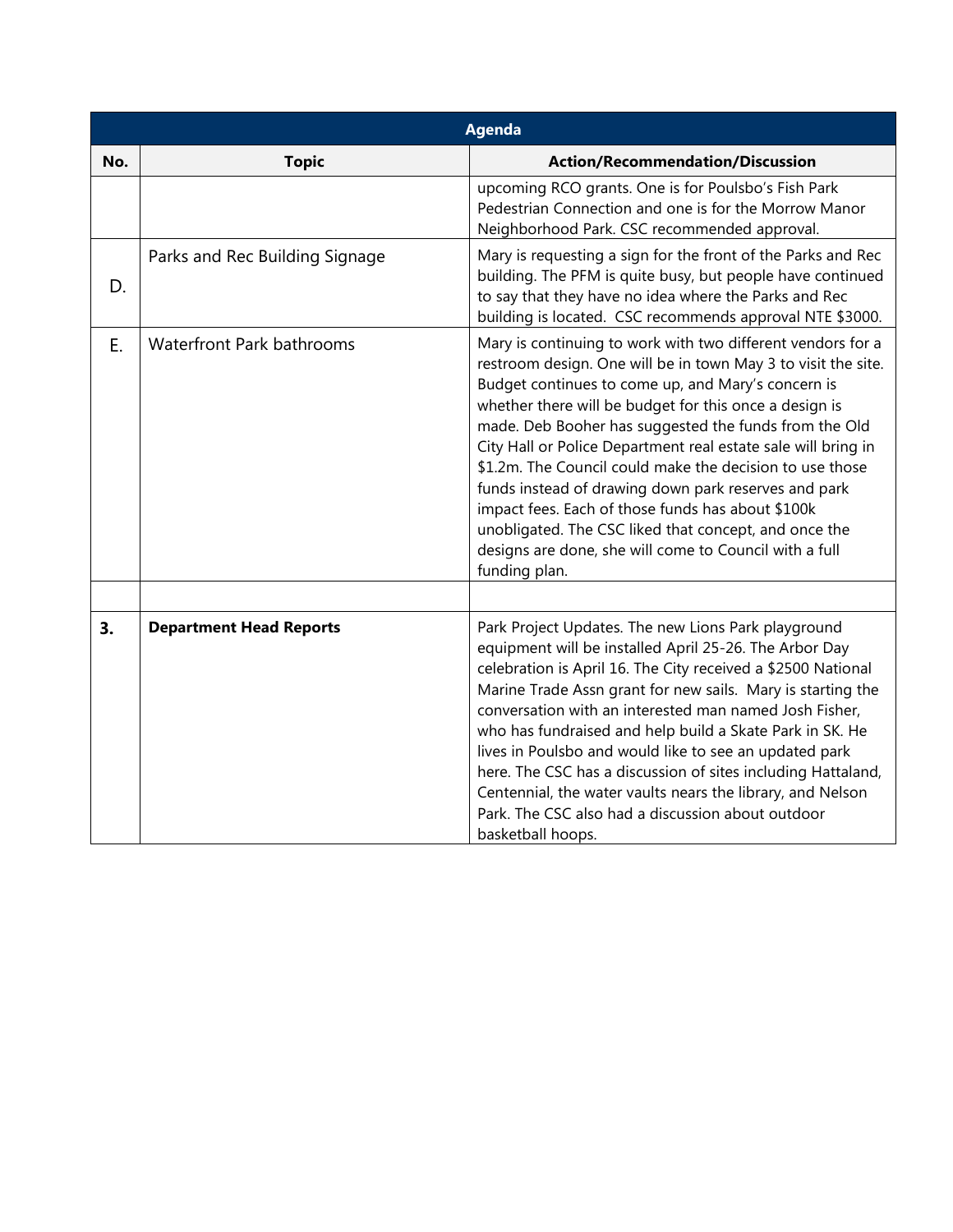| Agenda | | |
|---|---|---|
| **No.** | **Topic** | **Action/Recommendation/Discussion** |
| | | upcoming RCO grants. One is for Poulsbo's Fish Park Pedestrian Connection and one is for the Morrow Manor Neighborhood Park. CSC recommended approval. |
| D. | Parks and Rec Building Signage | Mary is requesting a sign for the front of the Parks and Rec building. The PFM is quite busy, but people have continued to say that they have no idea where the Parks and Rec building is located. CSC recommends approval NTE $3000. |
| E. | Waterfront Park bathrooms | Mary is continuing to work with two different vendors for a restroom design. One will be in town May 3 to visit the site. Budget continues to come up, and Mary's concern is whether there will be budget for this once a design is made. Deb Booher has suggested the funds from the Old City Hall or Police Department real estate sale will bring in $1.2m. The Council could make the decision to use those funds instead of drawing down park reserves and park impact fees. Each of those funds has about $100k unobligated. The CSC liked that concept, and once the designs are done, she will come to Council with a full funding plan. |
| | | |
| **3.** | **Department Head Reports** | Park Project Updates. The new Lions Park playground equipment will be installed April 25-26. The Arbor Day celebration is April 16. The City received a $2500 National Marine Trade Assn grant for new sails. Mary is starting the conversation with an interested man named Josh Fisher, who has fundraised and help build a Skate Park in SK. He lives in Poulsbo and would like to see an updated park here. The CSC has a discussion of sites including Hattaland, Centennial, the water vaults nears the library, and Nelson Park. The CSC also had a discussion about outdoor basketball hoops. |